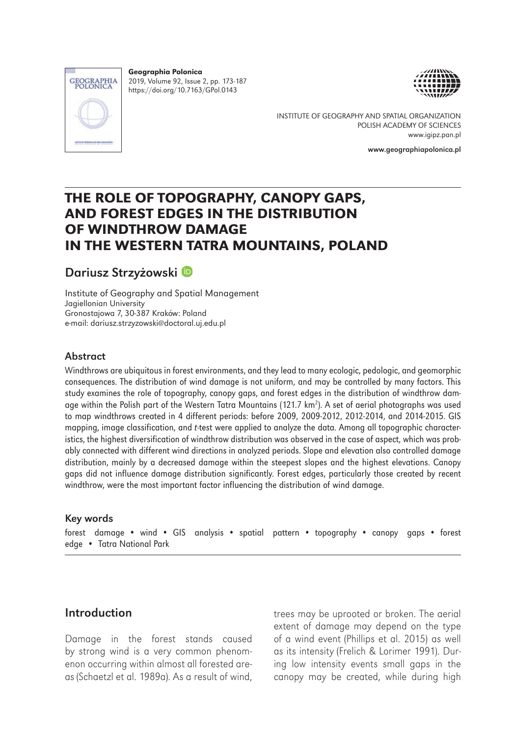# THE ROLE OF TOPOGRAPHY, CANOPY GAPS, AND FOREST EDGES IN THE DISTRIBUTION OF WINDTHROW DAMAGE IN THE WESTERN TATRA MOUNTAINS, POLAND

## Dariusz Strzyżowski

Institute of Geography and Spatial Management
Jagiellonian University
Gronostajowa 7, 30-387 Kraków: Poland
e-mail: dariusz.strzyzowski@doctoral.uj.edu.pl

### Abstract

Windthrows are ubiquitous in forest environments, and they lead to many ecologic, pedologic, and geomorphic consequences. The distribution of wind damage is not uniform, and may be controlled by many factors. This study examines the role of topography, canopy gaps, and forest edges in the distribution of windthrow damage within the Polish part of the Western Tatra Mountains (121.7 km$^2$). A set of aerial photographs was used to map windthrows created in 4 different periods: before 2009, 2009-2012, 2012-2014, and 2014-2015. GIS mapping, image classification, and *t*-test were applied to analyze the data. Among all topographic characteristics, the highest diversification of windthrow distribution was observed in the case of aspect, which was probably connected with different wind directions in analyzed periods. Slope and elevation also controlled damage distribution, mainly by a decreased damage within the steepest slopes and the highest elevations. Canopy gaps did not influence damage distribution significantly. Forest edges, particularly those created by recent windthrow, were the most important factor influencing the distribution of wind damage.

### Key words

forest damage • wind • GIS analysis • spatial pattern • topography • canopy gaps • forest edge • Tatra National Park

## Introduction

Damage in the forest stands caused by strong wind is a very common phenomenon occurring within almost all forested areas (Schaetzl et al. 1989a). As a result of wind, trees may be uprooted or broken. The aerial extent of damage may depend on the type of a wind event (Phillips et al. 2015) as well as its intensity (Frelich & Lorimer 1991). During low intensity events small gaps in the canopy may be created, while during high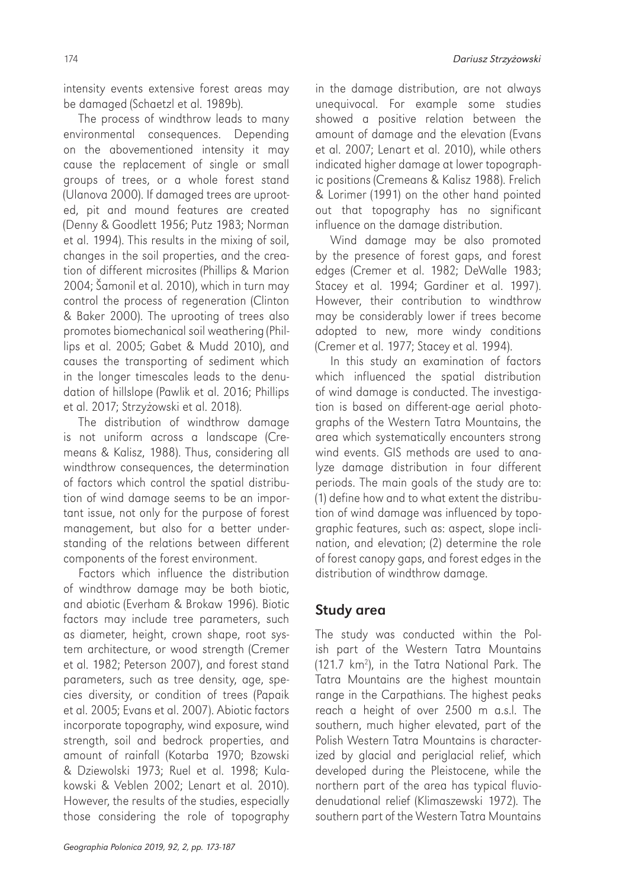intensity events extensive forest areas may be damaged (Schaetzl et al. 1989b).

The process of windthrow leads to many environmental consequences. Depending on the abovementioned intensity it may cause the replacement of single or small groups of trees, or a whole forest stand (Ulanova 2000). If damaged trees are uprooted, pit and mound features are created (Denny & Goodlett 1956; Putz 1983; Norman et al. 1994). This results in the mixing of soil, changes in the soil properties, and the creation of different microsites (Phillips & Marion 2004; Šamonil et al. 2010), which in turn may control the process of regeneration (Clinton & Baker 2000). The uprooting of trees also promotes biomechanical soil weathering (Phillips et al. 2005; Gabet & Mudd 2010), and causes the transporting of sediment which in the longer timescales leads to the denudation of hillslope (Pawlik et al. 2016; Phillips et al. 2017; Strzyżowski et al. 2018).

The distribution of windthrow damage is not uniform across a landscape (Cremeans & Kalisz, 1988). Thus, considering all windthrow consequences, the determination of factors which control the spatial distribution of wind damage seems to be an important issue, not only for the purpose of forest management, but also for a better understanding of the relations between different components of the forest environment.

Factors which influence the distribution of windthrow damage may be both biotic, and abiotic (Everham & Brokaw 1996). Biotic factors may include tree parameters, such as diameter, height, crown shape, root system architecture, or wood strength (Cremer et al. 1982; Peterson 2007), and forest stand parameters, such as tree density, age, species diversity, or condition of trees (Papaik et al. 2005; Evans et al. 2007). Abiotic factors incorporate topography, wind exposure, wind strength, soil and bedrock properties, and amount of rainfall (Kotarba 1970; Bzowski & Dziewolski 1973; Ruel et al. 1998; Kulakowski & Veblen 2002; Lenart et al. 2010). However, the results of the studies, especially those considering the role of topography in the damage distribution, are not always unequivocal. For example some studies showed a positive relation between the amount of damage and the elevation (Evans et al. 2007; Lenart et al. 2010), while others indicated higher damage at lower topographic positions (Cremeans & Kalisz 1988). Frelich & Lorimer (1991) on the other hand pointed out that topography has no significant influence on the damage distribution.

Wind damage may be also promoted by the presence of forest gaps, and forest edges (Cremer et al. 1982; DeWalle 1983; Stacey et al. 1994; Gardiner et al. 1997). However, their contribution to windthrow may be considerably lower if trees become adopted to new, more windy conditions (Cremer et al. 1977; Stacey et al. 1994).

In this study an examination of factors which influenced the spatial distribution of wind damage is conducted. The investigation is based on different-age aerial photographs of the Western Tatra Mountains, the area which systematically encounters strong wind events. GIS methods are used to analyze damage distribution in four different periods. The main goals of the study are to: (1) define how and to what extent the distribution of wind damage was influenced by topographic features, such as: aspect, slope inclination, and elevation; (2) determine the role of forest canopy gaps, and forest edges in the distribution of windthrow damage.

## Study area

The study was conducted within the Polish part of the Western Tatra Mountains (121.7 km$^2$), in the Tatra National Park. The Tatra Mountains are the highest mountain range in the Carpathians. The highest peaks reach a height of over 2500 m a.s.l. The southern, much higher elevated, part of the Polish Western Tatra Mountains is characterized by glacial and periglacial relief, which developed during the Pleistocene, while the northern part of the area has typical fluviodenudational relief (Klimaszewski 1972). The southern part of the Western Tatra Mountains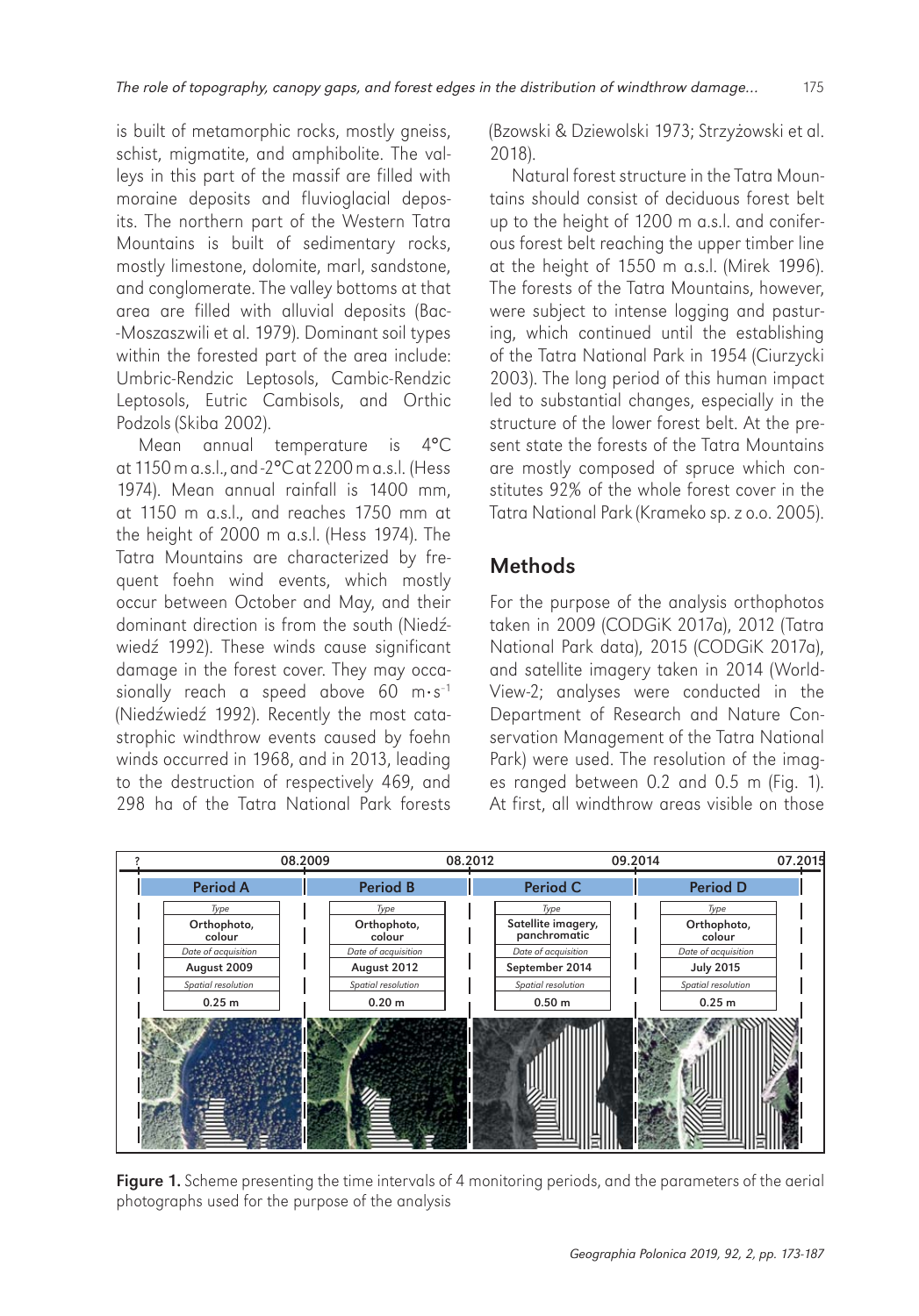is built of metamorphic rocks, mostly gneiss, schist, migmatite, and amphibolite. The valleys in this part of the massif are filled with moraine deposits and fluvioglacial deposits. The northern part of the Western Tatra Mountains is built of sedimentary rocks, mostly limestone, dolomite, marl, sandstone, and conglomerate. The valley bottoms at that area are filled with alluvial deposits (Bac-Moszaszwili et al. 1979). Dominant soil types within the forested part of the area include: Umbric-Rendzic Leptosols, Cambic-Rendzic Leptosols, Eutric Cambisols, and Orthic Podzols (Skiba 2002).

Mean annual temperature is 4°C at 1150 m a.s.l., and -2°C at 2200 m a.s.l. (Hess 1974). Mean annual rainfall is 1400 mm, at 1150 m a.s.l., and reaches 1750 mm at the height of 2000 m a.s.l. (Hess 1974). The Tatra Mountains are characterized by frequent foehn wind events, which mostly occur between October and May, and their dominant direction is from the south (Niedźwiedź 1992). These winds cause significant damage in the forest cover. They may occasionally reach a speed above 60 $m \cdot s^{-1}$ (Niedźwiedź 1992). Recently the most catastrophic windthrow events caused by foehn winds occurred in 1968, and in 2013, leading to the destruction of respectively 469, and 298 ha of the Tatra National Park forests (Bzowski & Dziewolski 1973; Strzyżowski et al. 2018).

Natural forest structure in the Tatra Mountains should consist of deciduous forest belt up to the height of 1200 m a.s.l. and coniferous forest belt reaching the upper timber line at the height of 1550 m a.s.l. (Mirek 1996). The forests of the Tatra Mountains, however, were subject to intense logging and pasturing, which continued until the establishing of the Tatra National Park in 1954 (Ciurzycki 2003). The long period of this human impact led to substantial changes, especially in the structure of the lower forest belt. At the present state the forests of the Tatra Mountains are mostly composed of spruce which constitutes 92% of the whole forest cover in the Tatra National Park (Krameko sp. z o.o. 2005).

## Methods

For the purpose of the analysis orthophotos taken in 2009 (CODGiK 2017a), 2012 (Tatra National Park data), 2015 (CODGiK 2017a), and satellite imagery taken in 2014 (WorldView-2; analyses were conducted in the Department of Research and Nature Conservation Management of the Tatra National Park) were used. The resolution of the images ranged between 0.2 and 0.5 m (Fig. 1). At first, all windthrow areas visible on those

| | Period A | Period B | Period C | Period D |
|---|---|---|---|---|
| Time interval | ? – 08.2009 | 08.2009 – 08.2012 | 08.2012 – 09.2014 | 09.2014 – 07.2015 |
| Type | Orthophoto, colour | Orthophoto, colour | Satellite imagery, panchromatic | Orthophoto, colour |
| Date of acquisition | August 2009 | August 2012 | September 2014 | July 2015 |
| Spatial resolution | 0.25 m | 0.20 m | 0.50 m | 0.25 m |

**Figure 1.** Scheme presenting the time intervals of 4 monitoring periods, and the parameters of the aerial photographs used for the purpose of the analysis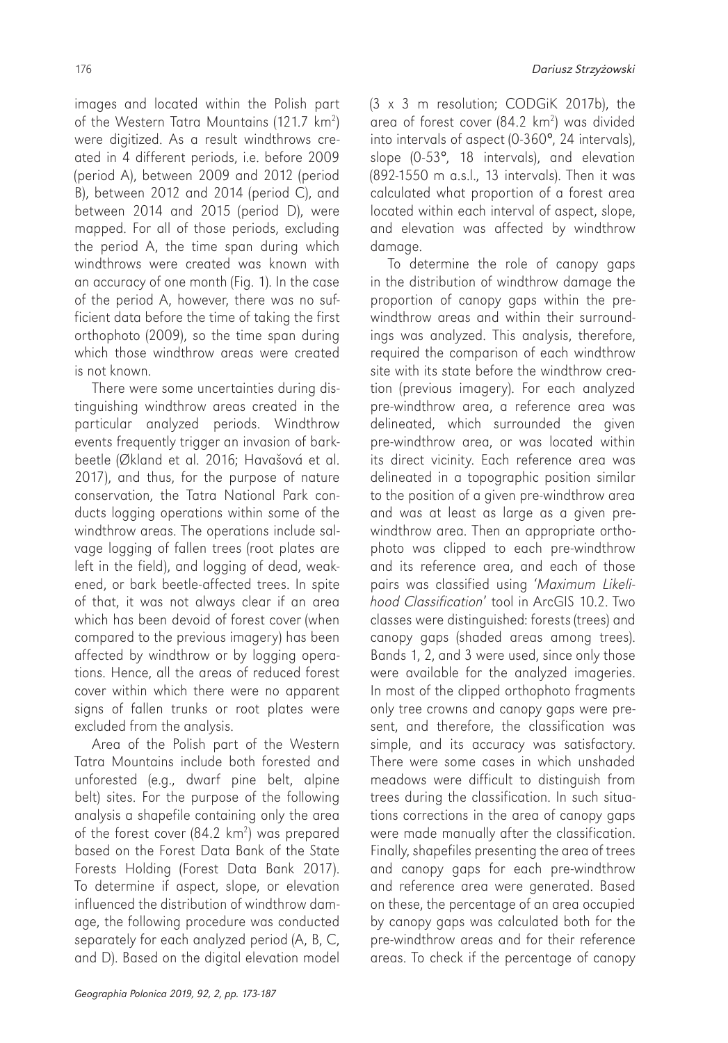images and located within the Polish part of the Western Tatra Mountains (121.7 km$^2$) were digitized. As a result windthrows created in 4 different periods, i.e. before 2009 (period A), between 2009 and 2012 (period B), between 2012 and 2014 (period C), and between 2014 and 2015 (period D), were mapped. For all of those periods, excluding the period A, the time span during which windthrows were created was known with an accuracy of one month (Fig. 1). In the case of the period A, however, there was no sufficient data before the time of taking the first orthophoto (2009), so the time span during which those windthrow areas were created is not known.

There were some uncertainties during distinguishing windthrow areas created in the particular analyzed periods. Windthrow events frequently trigger an invasion of bark-beetle (Økland et al. 2016; Havašová et al. 2017), and thus, for the purpose of nature conservation, the Tatra National Park conducts logging operations within some of the windthrow areas. The operations include salvage logging of fallen trees (root plates are left in the field), and logging of dead, weakened, or bark beetle-affected trees. In spite of that, it was not always clear if an area which has been devoid of forest cover (when compared to the previous imagery) has been affected by windthrow or by logging operations. Hence, all the areas of reduced forest cover within which there were no apparent signs of fallen trunks or root plates were excluded from the analysis.

Area of the Polish part of the Western Tatra Mountains include both forested and unforested (e.g., dwarf pine belt, alpine belt) sites. For the purpose of the following analysis a shapefile containing only the area of the forest cover (84.2 km$^2$) was prepared based on the Forest Data Bank of the State Forests Holding (Forest Data Bank 2017). To determine if aspect, slope, or elevation influenced the distribution of windthrow damage, the following procedure was conducted separately for each analyzed period (A, B, C, and D). Based on the digital elevation model (3 x 3 m resolution; CODGiK 2017b), the area of forest cover (84.2 km$^2$) was divided into intervals of aspect (0-360°, 24 intervals), slope (0-53°, 18 intervals), and elevation (892-1550 m a.s.l., 13 intervals). Then it was calculated what proportion of a forest area located within each interval of aspect, slope, and elevation was affected by windthrow damage.

To determine the role of canopy gaps in the distribution of windthrow damage the proportion of canopy gaps within the pre-windthrow areas and within their surroundings was analyzed. This analysis, therefore, required the comparison of each windthrow site with its state before the windthrow creation (previous imagery). For each analyzed pre-windthrow area, a reference area was delineated, which surrounded the given pre-windthrow area, or was located within its direct vicinity. Each reference area was delineated in a topographic position similar to the position of a given pre-windthrow area and was at least as large as a given pre-windthrow area. Then an appropriate orthophoto was clipped to each pre-windthrow and its reference area, and each of those pairs was classified using *'Maximum Likelihood Classification'* tool in ArcGIS 10.2. Two classes were distinguished: forests (trees) and canopy gaps (shaded areas among trees). Bands 1, 2, and 3 were used, since only those were available for the analyzed imageries. In most of the clipped orthophoto fragments only tree crowns and canopy gaps were present, and therefore, the classification was simple, and its accuracy was satisfactory. There were some cases in which unshaded meadows were difficult to distinguish from trees during the classification. In such situations corrections in the area of canopy gaps were made manually after the classification. Finally, shapefiles presenting the area of trees and canopy gaps for each pre-windthrow and reference area were generated. Based on these, the percentage of an area occupied by canopy gaps was calculated both for the pre-windthrow areas and for their reference areas. To check if the percentage of canopy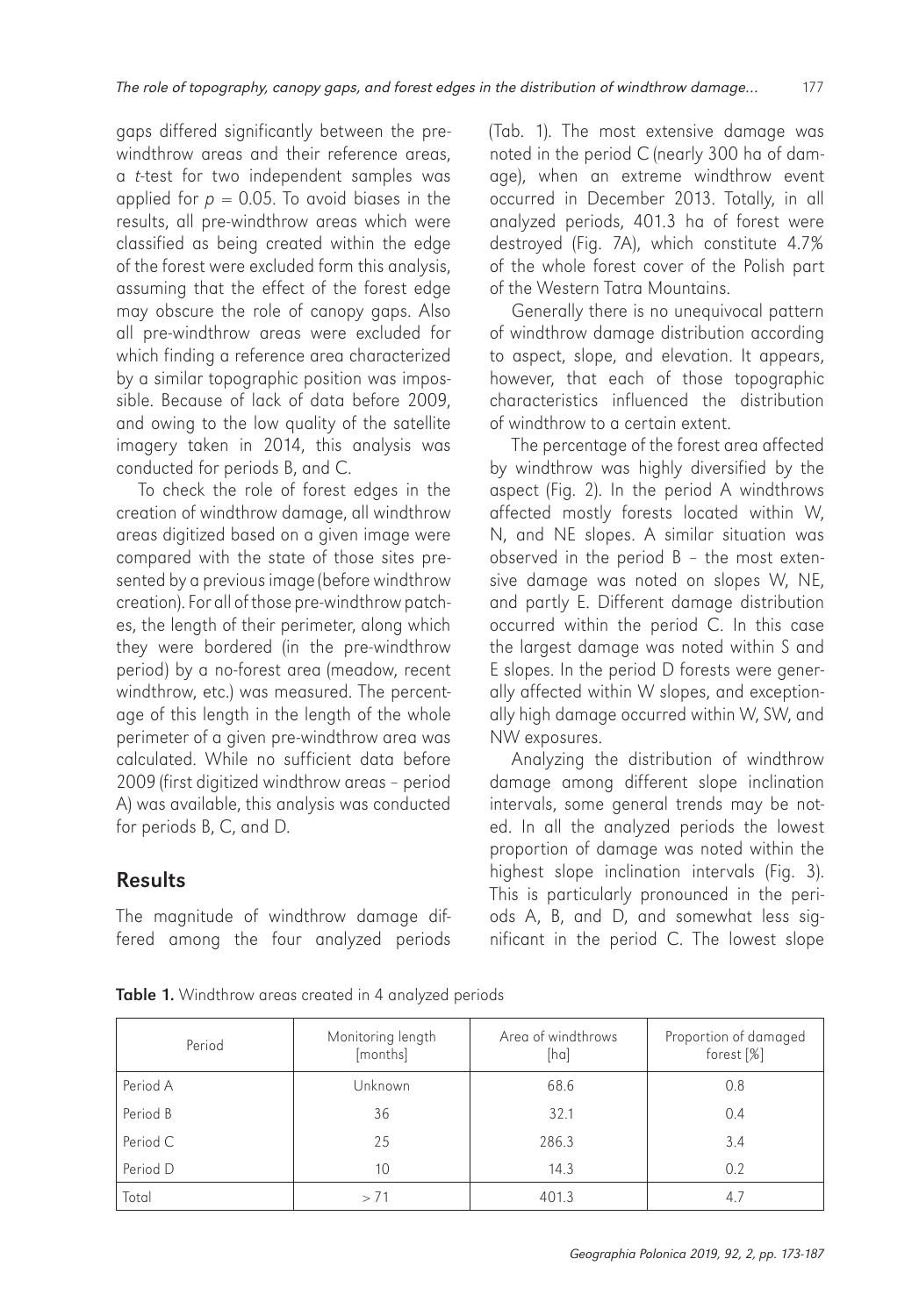gaps differed significantly between the pre-windthrow areas and their reference areas, a *t*-test for two independent samples was applied for $p = 0.05$. To avoid biases in the results, all pre-windthrow areas which were classified as being created within the edge of the forest were excluded form this analysis, assuming that the effect of the forest edge may obscure the role of canopy gaps. Also all pre-windthrow areas were excluded for which finding a reference area characterized by a similar topographic position was impossible. Because of lack of data before 2009, and owing to the low quality of the satellite imagery taken in 2014, this analysis was conducted for periods B, and C.

To check the role of forest edges in the creation of windthrow damage, all windthrow areas digitized based on a given image were compared with the state of those sites presented by a previous image (before windthrow creation). For all of those pre-windthrow patches, the length of their perimeter, along which they were bordered (in the pre-windthrow period) by a no-forest area (meadow, recent windthrow, etc.) was measured. The percentage of this length in the length of the whole perimeter of a given pre-windthrow area was calculated. While no sufficient data before 2009 (first digitized windthrow areas – period A) was available, this analysis was conducted for periods B, C, and D.

## Results

The magnitude of windthrow damage differed among the four analyzed periods (Tab. 1). The most extensive damage was noted in the period C (nearly 300 ha of damage), when an extreme windthrow event occurred in December 2013. Totally, in all analyzed periods, 401.3 ha of forest were destroyed (Fig. 7A), which constitute 4.7% of the whole forest cover of the Polish part of the Western Tatra Mountains.

Generally there is no unequivocal pattern of windthrow damage distribution according to aspect, slope, and elevation. It appears, however, that each of those topographic characteristics influenced the distribution of windthrow to a certain extent.

The percentage of the forest area affected by windthrow was highly diversified by the aspect (Fig. 2). In the period A windthrows affected mostly forests located within W, N, and NE slopes. A similar situation was observed in the period B – the most extensive damage was noted on slopes W, NE, and partly E. Different damage distribution occurred within the period C. In this case the largest damage was noted within S and E slopes. In the period D forests were generally affected within W slopes, and exceptionally high damage occurred within W, SW, and NW exposures.

Analyzing the distribution of windthrow damage among different slope inclination intervals, some general trends may be noted. In all the analyzed periods the lowest proportion of damage was noted within the highest slope inclination intervals (Fig. 3). This is particularly pronounced in the periods A, B, and D, and somewhat less significant in the period C. The lowest slope

**Table 1.** Windthrow areas created in 4 analyzed periods

| Period | Monitoring length [months] | Area of windthrows [ha] | Proportion of damaged forest [%] |
|---|---|---|---|
| Period A | Unknown | 68.6 | 0.8 |
| Period B | 36 | 32.1 | 0.4 |
| Period C | 25 | 286.3 | 3.4 |
| Period D | 10 | 14.3 | 0.2 |
| Total | > 71 | 401.3 | 4.7 |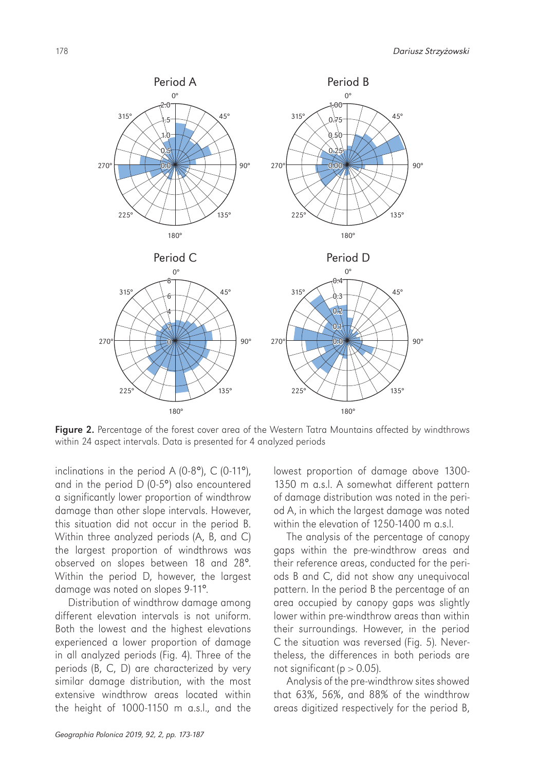Figure 2. Percentage of the forest cover area of the Western Tatra Mountains affected by windthrows within 24 aspect intervals. Data is presented for 4 analyzed periods

inclinations in the period A (0-8°), C (0-11°), and in the period D (0-5°) also encountered a significantly lower proportion of windthrow damage than other slope intervals. However, this situation did not occur in the period B. Within three analyzed periods (A, B, and C) the largest proportion of windthrows was observed on slopes between 18 and 28°. Within the period D, however, the largest damage was noted on slopes 9-11°.

Distribution of windthrow damage among different elevation intervals is not uniform. Both the lowest and the highest elevations experienced a lower proportion of damage in all analyzed periods (Fig. 4). Three of the periods (B, C, D) are characterized by very similar damage distribution, with the most extensive windthrow areas located within the height of 1000-1150 m a.s.l., and the lowest proportion of damage above 1300-1350 m a.s.l. A somewhat different pattern of damage distribution was noted in the period A, in which the largest damage was noted within the elevation of 1250-1400 m a.s.l.

The analysis of the percentage of canopy gaps within the pre-windthrow areas and their reference areas, conducted for the periods B and C, did not show any unequivocal pattern. In the period B the percentage of an area occupied by canopy gaps was slightly lower within pre-windthrow areas than within their surroundings. However, in the period C the situation was reversed (Fig. 5). Nevertheless, the differences in both periods are not significant ($p > 0.05$).

Analysis of the pre-windthrow sites showed that 63%, 56%, and 88% of the windthrow areas digitized respectively for the period B,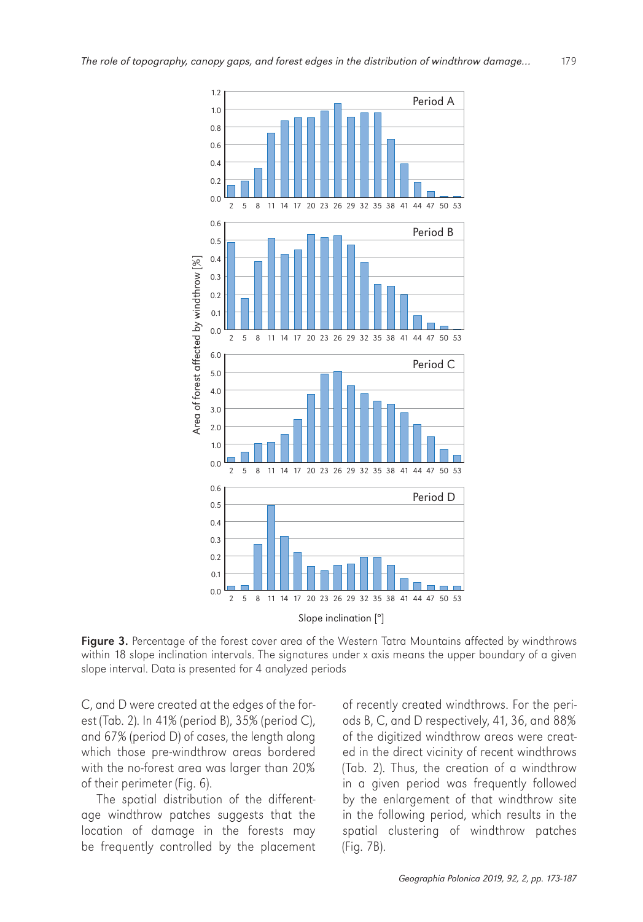Figure 3. Percentage of the forest cover area of the Western Tatra Mountains affected by windthrows within 18 slope inclination intervals. The signatures under x axis means the upper boundary of a given slope interval. Data is presented for 4 analyzed periods

C, and D were created at the edges of the forest (Tab. 2). In 41% (period B), 35% (period C), and 67% (period D) of cases, the length along which those pre-windthrow areas bordered with the no-forest area was larger than 20% of their perimeter (Fig. 6).

The spatial distribution of the different-age windthrow patches suggests that the location of damage in the forests may be frequently controlled by the placement of recently created windthrows. For the periods B, C, and D respectively, 41, 36, and 88% of the digitized windthrow areas were created in the direct vicinity of recent windthrows (Tab. 2). Thus, the creation of a windthrow in a given period was frequently followed by the enlargement of that windthrow site in the following period, which results in the spatial clustering of windthrow patches (Fig. 7B).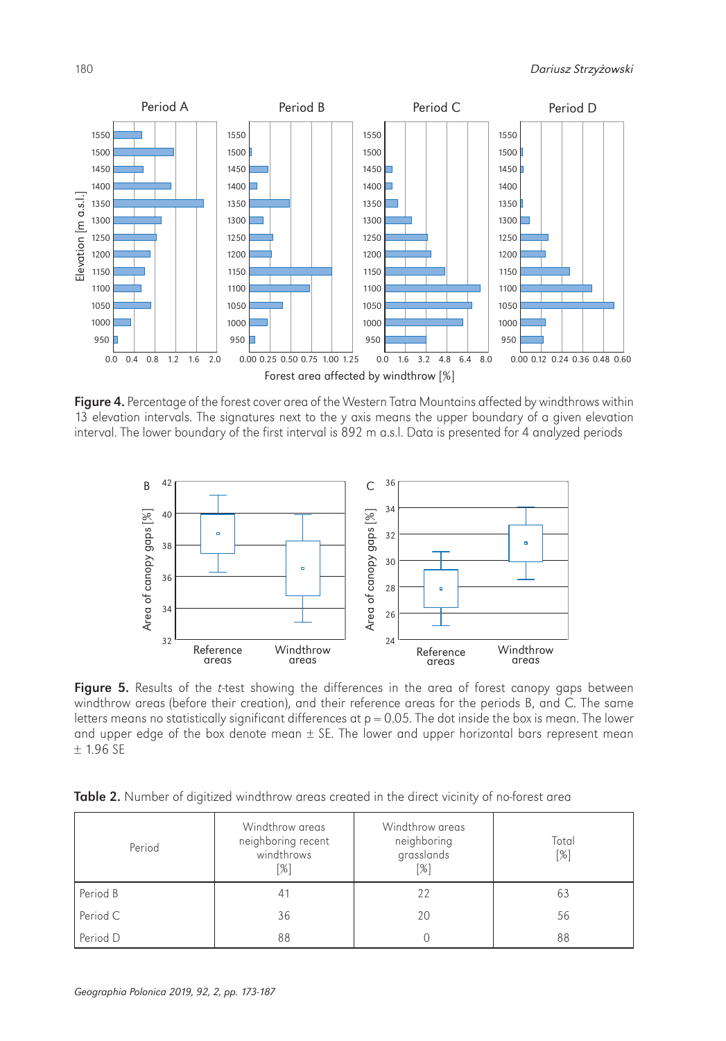**Figure 4.** Percentage of the forest cover area of the Western Tatra Mountains affected by windthrows within 13 elevation intervals. The signatures next to the y axis means the upper boundary of a given elevation interval. The lower boundary of the first interval is 892 m a.s.l. Data is presented for 4 analyzed periods

**Figure 5.** Results of the *t*-test showing the differences in the area of forest canopy gaps between windthrow areas (before their creation), and their reference areas for the periods B, and C. The same letters means no statistically significant differences at $p = 0.05$. The dot inside the box is mean. The lower and upper edge of the box denote mean ± SE. The lower and upper horizontal bars represent mean ± 1.96 SE

**Table 2.** Number of digitized windthrow areas created in the direct vicinity of no-forest area

| Period | Windthrow areas neighboring recent windthrows [%] | Windthrow areas neighboring grasslands [%] | Total [%] |
|---|---|---|---|
| Period B | 41 | 22 | 63 |
| Period C | 36 | 20 | 56 |
| Period D | 88 | 0 | 88 |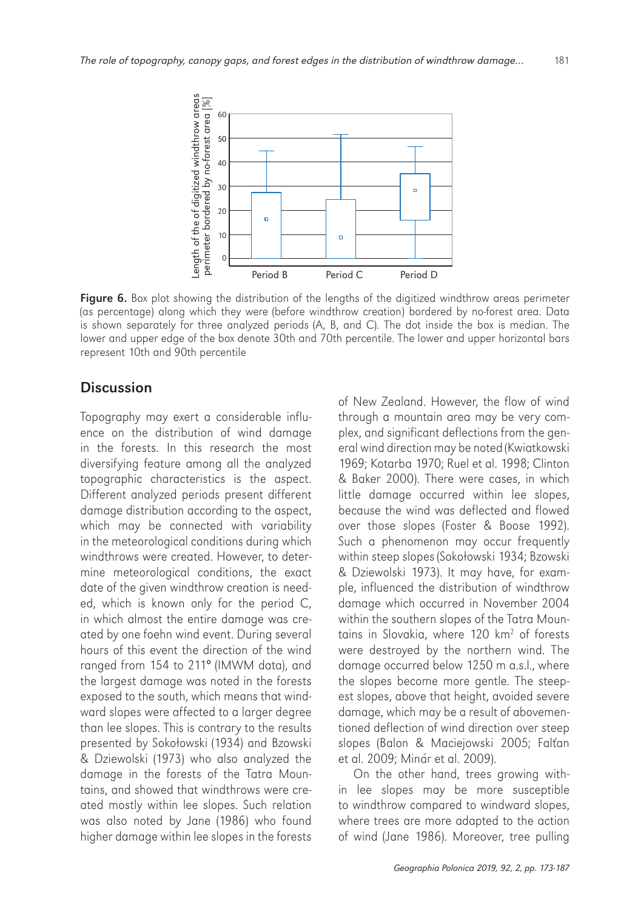Figure 6. Box plot showing the distribution of the lengths of the digitized windthrow areas perimeter (as percentage) along which they were (before windthrow creation) bordered by no-forest area. Data is shown separately for three analyzed periods (A, B, and C). The dot inside the box is median. The lower and upper edge of the box denote 30th and 70th percentile. The lower and upper horizontal bars represent 10th and 90th percentile

## Discussion

Topography may exert a considerable influence on the distribution of wind damage in the forests. In this research the most diversifying feature among all the analyzed topographic characteristics is the aspect. Different analyzed periods present different damage distribution according to the aspect, which may be connected with variability in the meteorological conditions during which windthrows were created. However, to determine meteorological conditions, the exact date of the given windthrow creation is needed, which is known only for the period C, in which almost the entire damage was created by one foehn wind event. During several hours of this event the direction of the wind ranged from 154 to 211° (IMWM data), and the largest damage was noted in the forests exposed to the south, which means that windward slopes were affected to a larger degree than lee slopes. This is contrary to the results presented by Sokołowski (1934) and Bzowski & Dziewolski (1973) who also analyzed the damage in the forests of the Tatra Mountains, and showed that windthrows were created mostly within lee slopes. Such relation was also noted by Jane (1986) who found higher damage within lee slopes in the forests of New Zealand. However, the flow of wind through a mountain area may be very complex, and significant deflections from the general wind direction may be noted (Kwiatkowski 1969; Kotarba 1970; Ruel et al. 1998; Clinton & Baker 2000). There were cases, in which little damage occurred within lee slopes, because the wind was deflected and flowed over those slopes (Foster & Boose 1992). Such a phenomenon may occur frequently within steep slopes (Sokołowski 1934; Bzowski & Dziewolski 1973). It may have, for example, influenced the distribution of windthrow damage which occurred in November 2004 within the southern slopes of the Tatra Mountains in Slovakia, where 120 km$^2$ of forests were destroyed by the northern wind. The damage occurred below 1250 m a.s.l., where the slopes become more gentle. The steepest slopes, above that height, avoided severe damage, which may be a result of abovementioned deflection of wind direction over steep slopes (Balon & Maciejowski 2005; Falťan et al. 2009; Minár et al. 2009).

On the other hand, trees growing within lee slopes may be more susceptible to windthrow compared to windward slopes, where trees are more adapted to the action of wind (Jane 1986). Moreover, tree pulling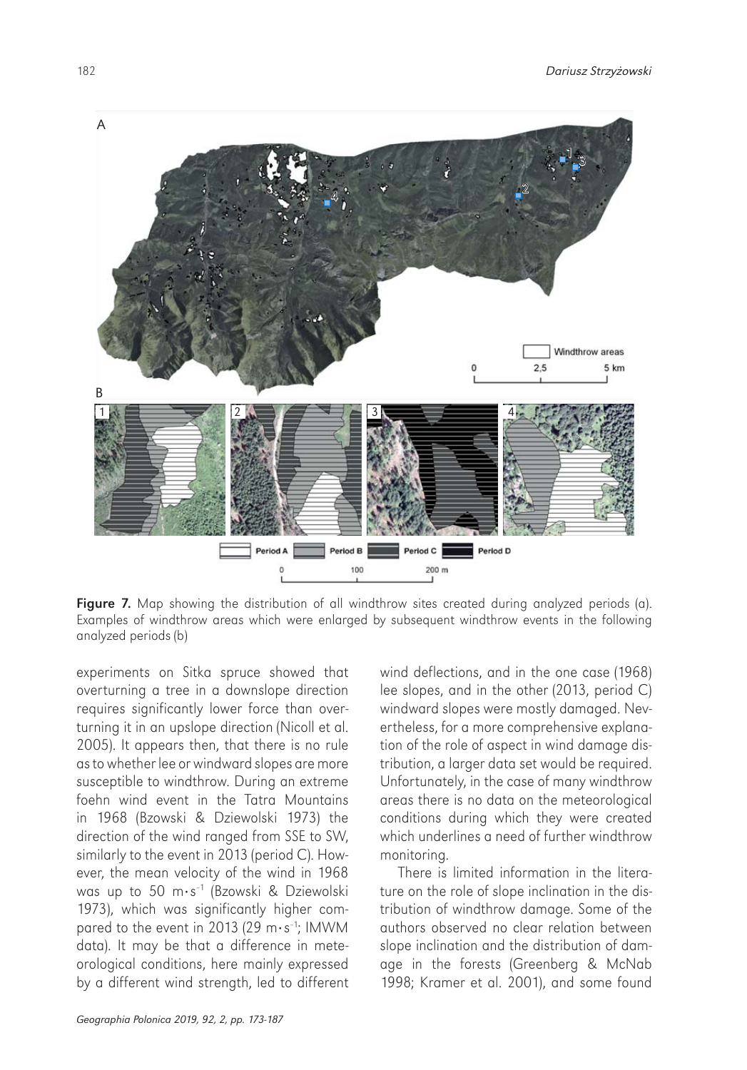Figure 7. Map showing the distribution of all windthrow sites created during analyzed periods (a). Examples of windthrow areas which were enlarged by subsequent windthrow events in the following analyzed periods (b)

experiments on Sitka spruce showed that overturning a tree in a downslope direction requires significantly lower force than overturning it in an upslope direction (Nicoll et al. 2005). It appears then, that there is no rule as to whether lee or windward slopes are more susceptible to windthrow. During an extreme foehn wind event in the Tatra Mountains in 1968 (Bzowski & Dziewolski 1973) the direction of the wind ranged from SSE to SW, similarly to the event in 2013 (period C). However, the mean velocity of the wind in 1968 was up to 50 $m \cdot s^{-1}$ (Bzowski & Dziewolski 1973), which was significantly higher compared to the event in 2013 (29 $m \cdot s^{-1}$; IMWM data). It may be that a difference in meteorological conditions, here mainly expressed by a different wind strength, led to different wind deflections, and in the one case (1968) lee slopes, and in the other (2013, period C) windward slopes were mostly damaged. Nevertheless, for a more comprehensive explanation of the role of aspect in wind damage distribution, a larger data set would be required. Unfortunately, in the case of many windthrow areas there is no data on the meteorological conditions during which they were created which underlines a need of further windthrow monitoring.

There is limited information in the literature on the role of slope inclination in the distribution of windthrow damage. Some of the authors observed no clear relation between slope inclination and the distribution of damage in the forests (Greenberg & McNab 1998; Kramer et al. 2001), and some found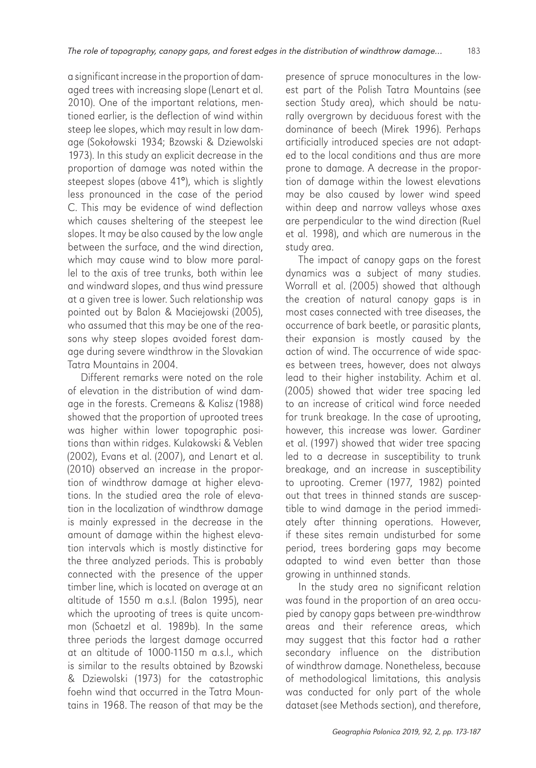a significant increase in the proportion of damaged trees with increasing slope (Lenart et al. 2010). One of the important relations, mentioned earlier, is the deflection of wind within steep lee slopes, which may result in low damage (Sokołowski 1934; Bzowski & Dziewolski 1973). In this study an explicit decrease in the proportion of damage was noted within the steepest slopes (above 41°), which is slightly less pronounced in the case of the period C. This may be evidence of wind deflection which causes sheltering of the steepest lee slopes. It may be also caused by the low angle between the surface, and the wind direction, which may cause wind to blow more parallel to the axis of tree trunks, both within lee and windward slopes, and thus wind pressure at a given tree is lower. Such relationship was pointed out by Balon & Maciejowski (2005), who assumed that this may be one of the reasons why steep slopes avoided forest damage during severe windthrow in the Slovakian Tatra Mountains in 2004.

Different remarks were noted on the role of elevation in the distribution of wind damage in the forests. Cremeans & Kalisz (1988) showed that the proportion of uprooted trees was higher within lower topographic positions than within ridges. Kulakowski & Veblen (2002), Evans et al. (2007), and Lenart et al. (2010) observed an increase in the proportion of windthrow damage at higher elevations. In the studied area the role of elevation in the localization of windthrow damage is mainly expressed in the decrease in the amount of damage within the highest elevation intervals which is mostly distinctive for the three analyzed periods. This is probably connected with the presence of the upper timber line, which is located on average at an altitude of 1550 m a.s.l. (Balon 1995), near which the uprooting of trees is quite uncommon (Schaetzl et al. 1989b). In the same three periods the largest damage occurred at an altitude of 1000-1150 m a.s.l., which is similar to the results obtained by Bzowski & Dziewolski (1973) for the catastrophic foehn wind that occurred in the Tatra Mountains in 1968. The reason of that may be the presence of spruce monocultures in the lowest part of the Polish Tatra Mountains (see section Study area), which should be naturally overgrown by deciduous forest with the dominance of beech (Mirek 1996). Perhaps artificially introduced species are not adapted to the local conditions and thus are more prone to damage. A decrease in the proportion of damage within the lowest elevations may be also caused by lower wind speed within deep and narrow valleys whose axes are perpendicular to the wind direction (Ruel et al. 1998), and which are numerous in the study area.

The impact of canopy gaps on the forest dynamics was a subject of many studies. Worrall et al. (2005) showed that although the creation of natural canopy gaps is in most cases connected with tree diseases, the occurrence of bark beetle, or parasitic plants, their expansion is mostly caused by the action of wind. The occurrence of wide spaces between trees, however, does not always lead to their higher instability. Achim et al. (2005) showed that wider tree spacing led to an increase of critical wind force needed for trunk breakage. In the case of uprooting, however, this increase was lower. Gardiner et al. (1997) showed that wider tree spacing led to a decrease in susceptibility to trunk breakage, and an increase in susceptibility to uprooting. Cremer (1977, 1982) pointed out that trees in thinned stands are susceptible to wind damage in the period immediately after thinning operations. However, if these sites remain undisturbed for some period, trees bordering gaps may become adapted to wind even better than those growing in unthinned stands.

In the study area no significant relation was found in the proportion of an area occupied by canopy gaps between pre-windthrow areas and their reference areas, which may suggest that this factor had a rather secondary influence on the distribution of windthrow damage. Nonetheless, because of methodological limitations, this analysis was conducted for only part of the whole dataset (see Methods section), and therefore,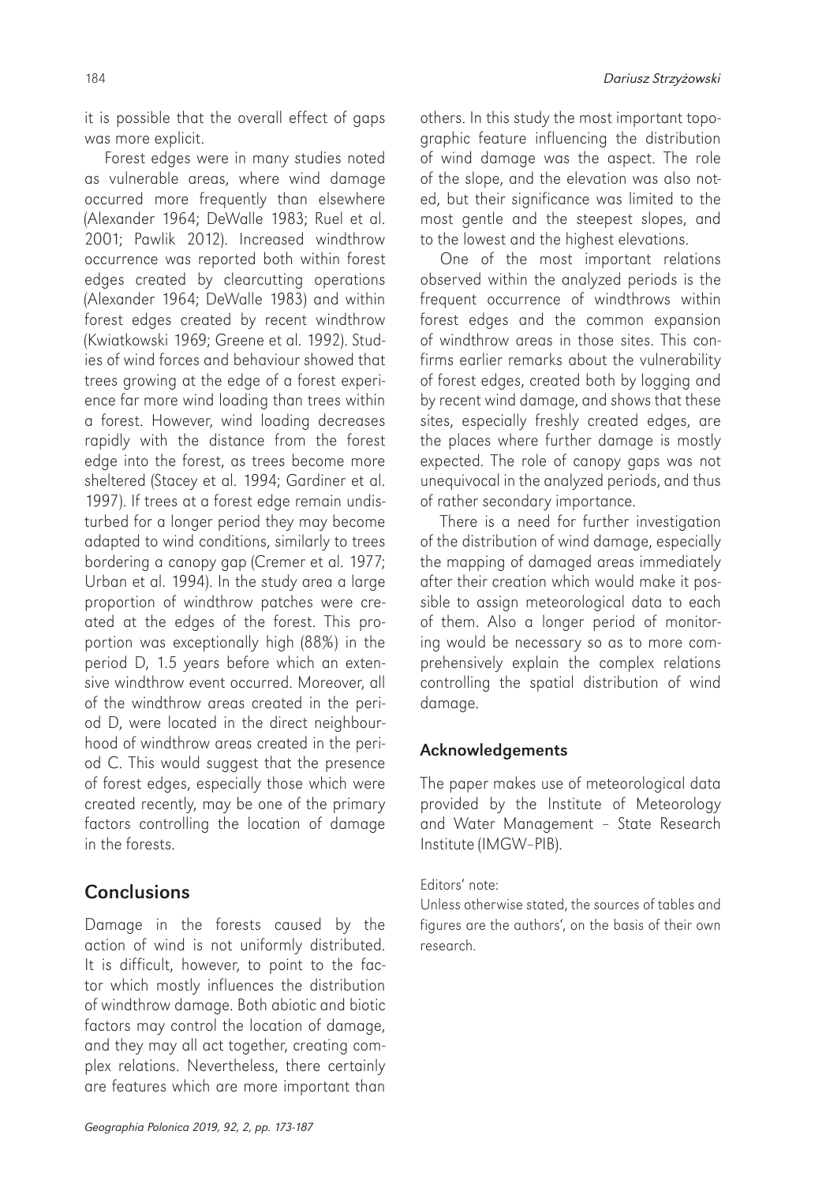it is possible that the overall effect of gaps was more explicit.

Forest edges were in many studies noted as vulnerable areas, where wind damage occurred more frequently than elsewhere (Alexander 1964; DeWalle 1983; Ruel et al. 2001; Pawlik 2012). Increased windthrow occurrence was reported both within forest edges created by clearcutting operations (Alexander 1964; DeWalle 1983) and within forest edges created by recent windthrow (Kwiatkowski 1969; Greene et al. 1992). Studies of wind forces and behaviour showed that trees growing at the edge of a forest experience far more wind loading than trees within a forest. However, wind loading decreases rapidly with the distance from the forest edge into the forest, as trees become more sheltered (Stacey et al. 1994; Gardiner et al. 1997). If trees at a forest edge remain undisturbed for a longer period they may become adapted to wind conditions, similarly to trees bordering a canopy gap (Cremer et al. 1977; Urban et al. 1994). In the study area a large proportion of windthrow patches were created at the edges of the forest. This proportion was exceptionally high (88%) in the period D, 1.5 years before which an extensive windthrow event occurred. Moreover, all of the windthrow areas created in the period D, were located in the direct neighbourhood of windthrow areas created in the period C. This would suggest that the presence of forest edges, especially those which were created recently, may be one of the primary factors controlling the location of damage in the forests.

## Conclusions

Damage in the forests caused by the action of wind is not uniformly distributed. It is difficult, however, to point to the factor which mostly influences the distribution of windthrow damage. Both abiotic and biotic factors may control the location of damage, and they may all act together, creating complex relations. Nevertheless, there certainly are features which are more important than others. In this study the most important topographic feature influencing the distribution of wind damage was the aspect. The role of the slope, and the elevation was also noted, but their significance was limited to the most gentle and the steepest slopes, and to the lowest and the highest elevations.

One of the most important relations observed within the analyzed periods is the frequent occurrence of windthrows within forest edges and the common expansion of windthrow areas in those sites. This confirms earlier remarks about the vulnerability of forest edges, created both by logging and by recent wind damage, and shows that these sites, especially freshly created edges, are the places where further damage is mostly expected. The role of canopy gaps was not unequivocal in the analyzed periods, and thus of rather secondary importance.

There is a need for further investigation of the distribution of wind damage, especially the mapping of damaged areas immediately after their creation which would make it possible to assign meteorological data to each of them. Also a longer period of monitoring would be necessary so as to more comprehensively explain the complex relations controlling the spatial distribution of wind damage.

### Acknowledgements

The paper makes use of meteorological data provided by the Institute of Meteorology and Water Management – State Research Institute (IMGW–PIB).

Editors' note:
Unless otherwise stated, the sources of tables and figures are the authors', on the basis of their own research.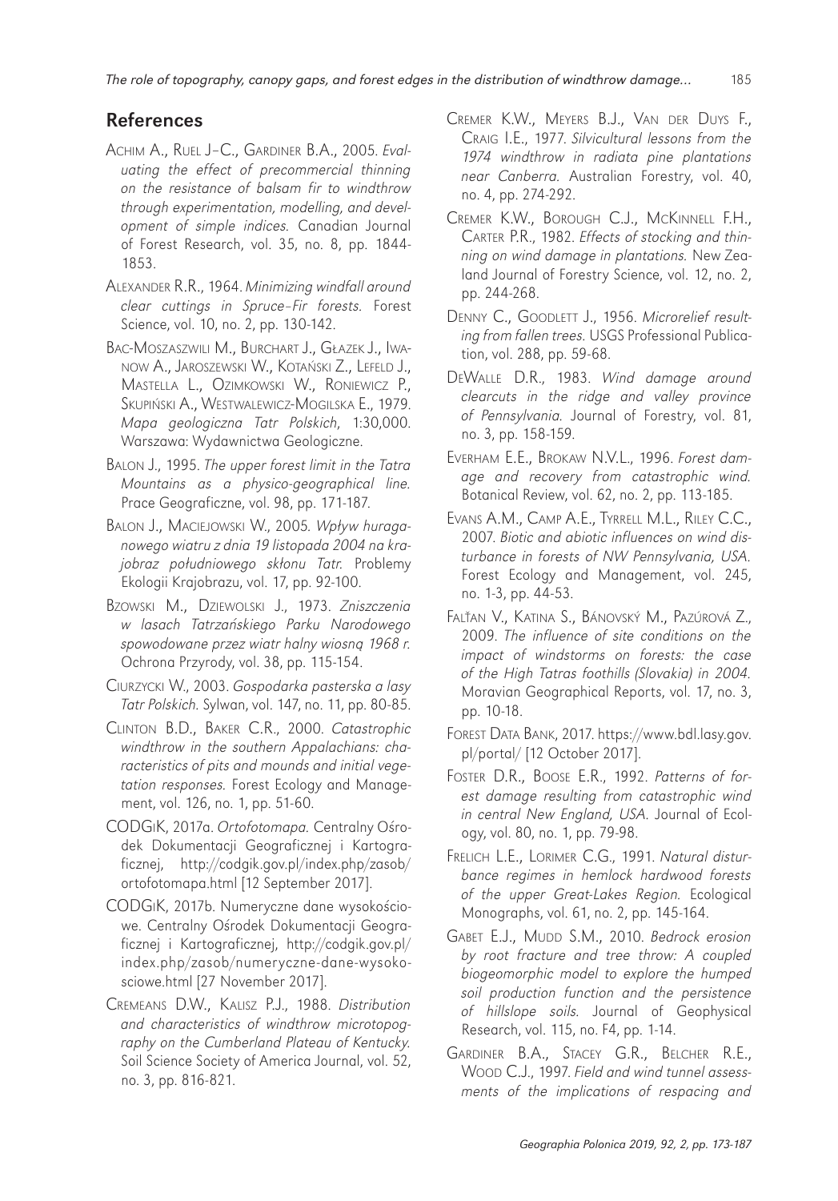## References

Achim A., Ruel J–C., Gardiner B.A., 2005. *Evaluating the effect of precommercial thinning on the resistance of balsam fir to windthrow through experimentation, modelling, and development of simple indices.* Canadian Journal of Forest Research, vol. 35, no. 8, pp. 1844-1853.

Alexander R.R., 1964. *Minimizing windfall around clear cuttings in Spruce–Fir forests.* Forest Science, vol. 10, no. 2, pp. 130-142.

Bac-Moszaszwili M., Burchart J., Głazek J., Iwanow A., Jaroszewski W., Kotański Z., Lefeld J., Mastella L., Ozimkowski W., Roniewicz P., Skupiński A., Westwalewicz-Mogilska E., 1979. *Mapa geologiczna Tatr Polskich*, 1:30,000. Warszawa: Wydawnictwa Geologiczne.

Balon J., 1995. *The upper forest limit in the Tatra Mountains as a physico-geographical line.* Prace Geograficzne, vol. 98, pp. 171-187.

Balon J., Maciejowski W., 2005. *Wpływ huraganowego wiatru z dnia 19 listopada 2004 na krajobraz południowego skłonu Tatr.* Problemy Ekologii Krajobrazu, vol. 17, pp. 92-100.

Bzowski M., Dziewolski J., 1973. *Zniszczenia w lasach Tatrzańskiego Parku Narodowego spowodowane przez wiatr halny wiosną 1968 r.* Ochrona Przyrody, vol. 38, pp. 115-154.

Ciurzycki W., 2003. *Gospodarka pasterska a lasy Tatr Polskich.* Sylwan, vol. 147, no. 11, pp. 80-85.

Clinton B.D., Baker C.R., 2000. *Catastrophic windthrow in the southern Appalachians: characteristics of pits and mounds and initial vegetation responses.* Forest Ecology and Management, vol. 126, no. 1, pp. 51-60.

CODGiK, 2017a. *Ortofotomapa.* Centralny Ośrodek Dokumentacji Geograficznej i Kartograficznej, http://codgik.gov.pl/index.php/zasob/ortofotomapa.html [12 September 2017].

CODGiK, 2017b. Numeryczne dane wysokościowe. Centralny Ośrodek Dokumentacji Geograficznej i Kartograficznej, http://codgik.gov.pl/index.php/zasob/numeryczne-dane-wysokosciowe.html [27 November 2017].

Cremeans D.W., Kalisz P.J., 1988. *Distribution and characteristics of windthrow microtopography on the Cumberland Plateau of Kentucky.* Soil Science Society of America Journal, vol. 52, no. 3, pp. 816-821.

Cremer K.W., Meyers B.J., Van der Duys F., Craig I.E., 1977. *Silvicultural lessons from the 1974 windthrow in radiata pine plantations near Canberra.* Australian Forestry, vol. 40, no. 4, pp. 274-292.

Cremer K.W., Borough C.J., McKinnell F.H., Carter P.R., 1982. *Effects of stocking and thinning on wind damage in plantations.* New Zealand Journal of Forestry Science, vol. 12, no. 2, pp. 244-268.

Denny C., Goodlett J., 1956. *Microrelief resulting from fallen trees.* USGS Professional Publication, vol. 288, pp. 59-68.

DeWalle D.R., 1983. *Wind damage around clearcuts in the ridge and valley province of Pennsylvania.* Journal of Forestry, vol. 81, no. 3, pp. 158-159.

Everham E.E., Brokaw N.V.L., 1996. *Forest damage and recovery from catastrophic wind.* Botanical Review, vol. 62, no. 2, pp. 113-185.

Evans A.M., Camp A.E., Tyrrell M.L., Riley C.C., 2007. *Biotic and abiotic influences on wind disturbance in forests of NW Pennsylvania, USA.* Forest Ecology and Management, vol. 245, no. 1-3, pp. 44-53.

Falťan V., Katina S., Bánovský M., Pazúrová Z., 2009. *The influence of site conditions on the impact of windstorms on forests: the case of the High Tatras foothills (Slovakia) in 2004.* Moravian Geographical Reports, vol. 17, no. 3, pp. 10-18.

Forest Data Bank, 2017. https://www.bdl.lasy.gov.pl/portal/ [12 October 2017].

Foster D.R., Boose E.R., 1992. *Patterns of forest damage resulting from catastrophic wind in central New England, USA.* Journal of Ecology, vol. 80, no. 1, pp. 79-98.

Frelich L.E., Lorimer C.G., 1991. *Natural disturbance regimes in hemlock hardwood forests of the upper Great-Lakes Region.* Ecological Monographs, vol. 61, no. 2, pp. 145-164.

Gabet E.J., Mudd S.M., 2010. *Bedrock erosion by root fracture and tree throw: A coupled biogeomorphic model to explore the humped soil production function and the persistence of hillslope soils.* Journal of Geophysical Research, vol. 115, no. F4, pp. 1-14.

Gardiner B.A., Stacey G.R., Belcher R.E., Wood C.J., 1997. *Field and wind tunnel assessments of the implications of respacing and*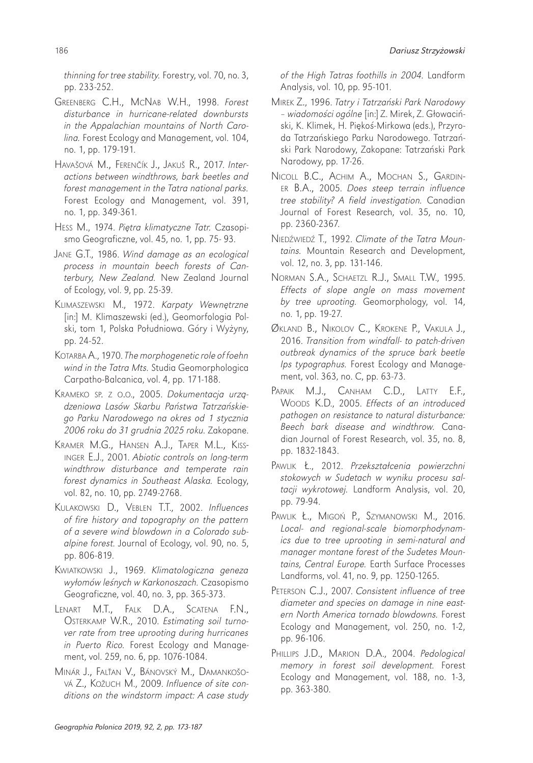thinning for tree stability. Forestry, vol. 70, no. 3, pp. 233-252.

Greenberg C.H., McNab W.H., 1998. *Forest disturbance in hurricane-related downbursts in the Appalachian mountains of North Carolina.* Forest Ecology and Management, vol. 104, no. 1, pp. 179-191.

Havašová M., Ferenčík J., Jakuš R., 2017. *Interactions between windthrows, bark beetles and forest management in the Tatra national parks.* Forest Ecology and Management, vol. 391, no. 1, pp. 349-361.

Hess M., 1974. *Piętra klimatyczne Tatr.* Czasopismo Geograficzne, vol. 45, no. 1, pp. 75- 93.

Jane G.T., 1986. *Wind damage as an ecological process in mountain beech forests of Canterbury, New Zealand.* New Zealand Journal of Ecology, vol. 9, pp. 25-39.

Klimaszewski M., 1972. *Karpaty Wewnętrzne* [in:] M. Klimaszewski (ed.), Geomorfologia Polski, tom 1, Polska Południowa. Góry i Wyżyny, pp. 24-52.

Kotarba A., 1970. *The morphogenetic role of foehn wind in the Tatra Mts.* Studia Geomorphologica Carpatho-Balcanica, vol. 4, pp. 171-188.

Krameko sp. z o.o., 2005. *Dokumentacja urządzeniowa Lasów Skarbu Państwa Tatrzańskiego Parku Narodowego na okres od 1 stycznia 2006 roku do 31 grudnia 2025 roku.* Zakopane.

Kramer M.G., Hansen A.J., Taper M.L., Kissinger E.J., 2001. *Abiotic controls on long-term windthrow disturbance and temperate rain forest dynamics in Southeast Alaska.* Ecology, vol. 82, no. 10, pp. 2749-2768.

Kulakowski D., Veblen T.T., 2002. *Influences of fire history and topography on the pattern of a severe wind blowdown in a Colorado subalpine forest.* Journal of Ecology, vol. 90, no. 5, pp. 806-819.

Kwiatkowski J., 1969. *Klimatologiczna geneza wyłomów leśnych w Karkonoszach.* Czasopismo Geograficzne, vol. 40, no. 3, pp. 365-373.

Lenart M.T., Falk D.A., Scatena F.N., Osterkamp W.R., 2010. *Estimating soil turnover rate from tree uprooting during hurricanes in Puerto Rico.* Forest Ecology and Management, vol. 259, no. 6, pp. 1076-1084.

Minár J., Falťan V., Bánovský M., Damankošová Z., Kožuch M., 2009. *Influence of site conditions on the windstorm impact: A case study of the High Tatras foothills in 2004.* Landform Analysis, vol. 10, pp. 95-101.

Mirek Z., 1996. *Tatry i Tatrzański Park Narodowy – wiadomości ogólne* [in:] Z. Mirek, Z. Głowaciński, K. Klimek, H. Piękoś-Mirkowa (eds.), Przyroda Tatrzańskiego Parku Narodowego. Tatrzański Park Narodowy, Zakopane: Tatrzański Park Narodowy, pp. 17-26.

Nicoll B.C., Achim A., Mochan S., Gardiner B.A., 2005. *Does steep terrain influence tree stability? A field investigation.* Canadian Journal of Forest Research, vol. 35, no. 10, pp. 2360-2367.

Niedźwiedź T., 1992. *Climate of the Tatra Mountains.* Mountain Research and Development, vol. 12, no. 3, pp. 131-146.

Norman S.A., Schaetzl R.J., Small T.W., 1995. *Effects of slope angle on mass movement by tree uprooting.* Geomorphology, vol. 14, no. 1, pp. 19-27.

Økland B., Nikolov C., Krokene P., Vakula J., 2016. *Transition from windfall- to patch-driven outbreak dynamics of the spruce bark beetle Ips typographus.* Forest Ecology and Management, vol. 363, no. C, pp. 63-73.

Papaik M.J., Canham C.D., Latty E.F., Woods K.D., 2005. *Effects of an introduced pathogen on resistance to natural disturbance: Beech bark disease and windthrow.* Canadian Journal of Forest Research, vol. 35, no. 8, pp. 1832-1843.

Pawlik Ł., 2012. *Przekształcenia powierzchni stokowych w Sudetach w wyniku procesu saltacji wykrotowej.* Landform Analysis, vol. 20, pp. 79-94.

Pawlik Ł., Migoń P., Szymanowski M., 2016. *Local- and regional-scale biomorphodynamics due to tree uprooting in semi-natural and manager montane forest of the Sudetes Mountains, Central Europe.* Earth Surface Processes Landforms, vol. 41, no. 9, pp. 1250-1265.

Peterson C.J., 2007. *Consistent influence of tree diameter and species on damage in nine eastern North America tornado blowdowns.* Forest Ecology and Management, vol. 250, no. 1-2, pp. 96-106.

Phillips J.D., Marion D.A., 2004. *Pedological memory in forest soil development.* Forest Ecology and Management, vol. 188, no. 1-3, pp. 363-380.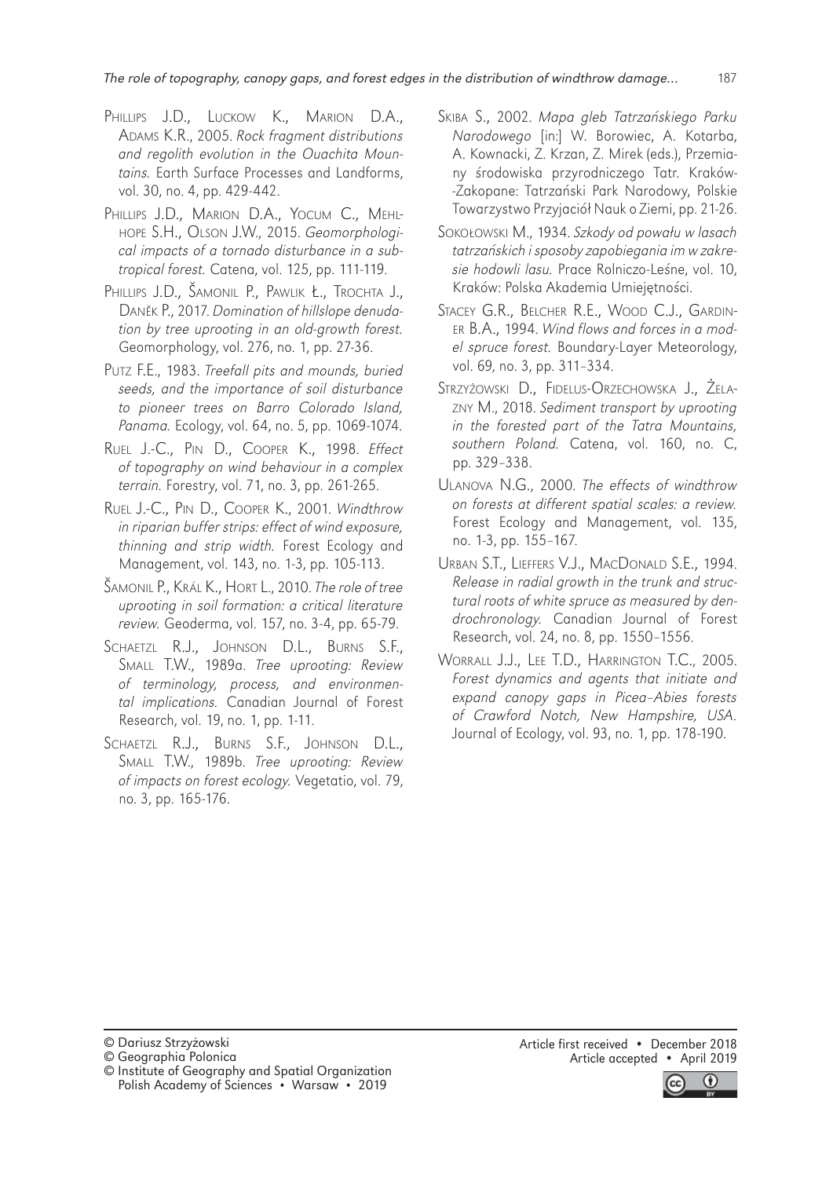Phillips J.D., Luckow K., Marion D.A., Adams K.R., 2005. *Rock fragment distributions and regolith evolution in the Ouachita Mountains.* Earth Surface Processes and Landforms, vol. 30, no. 4, pp. 429-442.

Phillips J.D., Marion D.A., Yocum C., Mehlhope S.H., Olson J.W., 2015. *Geomorphological impacts of a tornado disturbance in a subtropical forest.* Catena, vol. 125, pp. 111-119.

Phillips J.D., Šamonil P., Pawlik Ł., Trochta J., Daněk P., 2017. *Domination of hillslope denudation by tree uprooting in an old-growth forest.* Geomorphology, vol. 276, no. 1, pp. 27-36.

Putz F.E., 1983. *Treefall pits and mounds, buried seeds, and the importance of soil disturbance to pioneer trees on Barro Colorado Island, Panama.* Ecology, vol. 64, no. 5, pp. 1069-1074.

Ruel J.-C., Pin D., Cooper K., 1998. *Effect of topography on wind behaviour in a complex terrain.* Forestry, vol. 71, no. 3, pp. 261-265.

Ruel J.-C., Pin D., Cooper K., 2001. *Windthrow in riparian buffer strips: effect of wind exposure, thinning and strip width.* Forest Ecology and Management, vol. 143, no. 1-3, pp. 105-113.

Šamonil P., Král K., Hort L., 2010. *The role of tree uprooting in soil formation: a critical literature review.* Geoderma, vol. 157, no. 3-4, pp. 65-79.

Schaetzl R.J., Johnson D.L., Burns S.F., Small T.W., 1989a. *Tree uprooting: Review of terminology, process, and environmental implications.* Canadian Journal of Forest Research, vol. 19, no. 1, pp. 1-11.

Schaetzl R.J., Burns S.F., Johnson D.L., Small T.W., 1989b. *Tree uprooting: Review of impacts on forest ecology.* Vegetatio, vol. 79, no. 3, pp. 165-176.

Skiba S., 2002. *Mapa gleb Tatrzańskiego Parku Narodowego* [in:] W. Borowiec, A. Kotarba, A. Kownacki, Z. Krzan, Z. Mirek (eds.), Przemiany środowiska przyrodniczego Tatr. Kraków-Zakopane: Tatrzański Park Narodowy, Polskie Towarzystwo Przyjaciół Nauk o Ziemi, pp. 21-26.

Sokołowski M., 1934. *Szkody od powału w lasach tatrzańskich i sposoby zapobiegania im w zakresie hodowli lasu.* Prace Rolniczo-Leśne, vol. 10, Kraków: Polska Akademia Umiejętności.

Stacey G.R., Belcher R.E., Wood C.J., Gardiner B.A., 1994. *Wind flows and forces in a model spruce forest.* Boundary-Layer Meteorology, vol. 69, no. 3, pp. 311–334.

Strzyżowski D., Fidelus-Orzechowska J., Żelazny M., 2018. *Sediment transport by uprooting in the forested part of the Tatra Mountains, southern Poland.* Catena, vol. 160, no. C, pp. 329–338.

Ulanova N.G., 2000. *The effects of windthrow on forests at different spatial scales: a review.* Forest Ecology and Management, vol. 135, no. 1-3, pp. 155–167.

Urban S.T., Lieffers V.J., MacDonald S.E., 1994. *Release in radial growth in the trunk and structural roots of white spruce as measured by dendrochronology.* Canadian Journal of Forest Research, vol. 24, no. 8, pp. 1550–1556.

Worrall J.J., Lee T.D., Harrington T.C., 2005. *Forest dynamics and agents that initiate and expand canopy gaps in Picea–Abies forests of Crawford Notch, New Hampshire, USA.* Journal of Ecology, vol. 93, no. 1, pp. 178-190.

© Dariusz Strzyżowski
© Geographia Polonica
© Institute of Geography and Spatial Organization Polish Academy of Sciences • Warsaw • 2019

Article first received • December 2018
Article accepted • April 2019